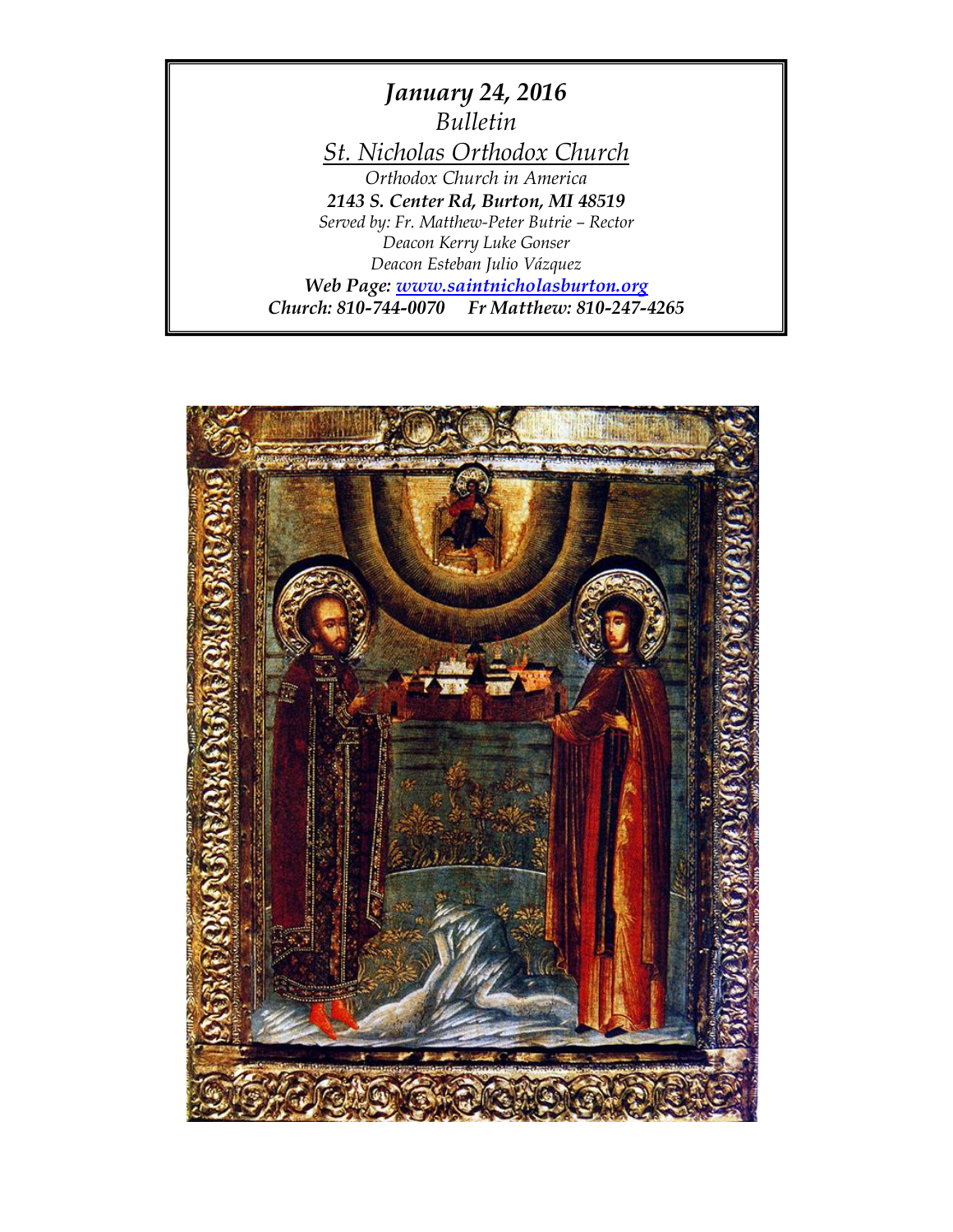***January 24, 2016***

*Bulletin*

*St. Nicholas Orthodox Church*

*Orthodox Church in America*

***2143 S. Center Rd, Burton, MI 48519***

*Served by: Fr. Matthew-Peter Butrie – Rector*

*Deacon Kerry Luke Gonser*

*Deacon Esteban Julio Vázquez*

***Web Page: [www.saintnicholasburton.org](http://www.saintnicholasburton.org)***

***Church: 810-744-0070     Fr Matthew: 810-247-4265***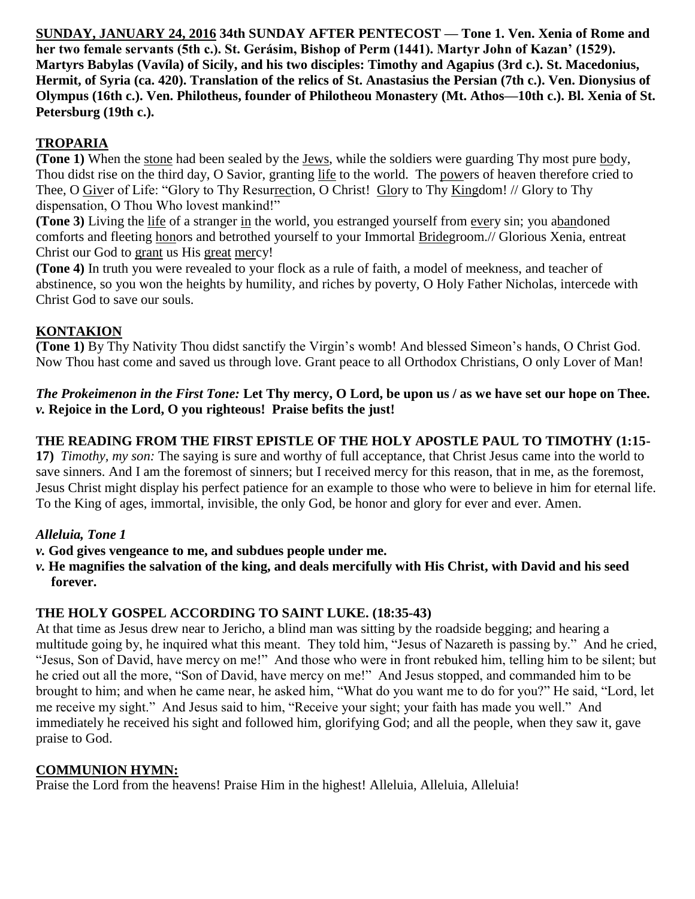**SUNDAY, JANUARY 24, 2016 34th SUNDAY AFTER PENTECOST — Tone 1. Ven. Xenia of Rome and her two female servants (5th c.). St. Gerásim, Bishop of Perm (1441). Martyr John of Kazan' (1529). Martyrs Babylas (Vavíla) of Sicily, and his two disciples: Timothy and Agapius (3rd c.). St. Macedonius, Hermit, of Syria (ca. 420). Translation of the relics of St. Anastasius the Persian (7th c.). Ven. Dionysius of Olympus (16th c.). Ven. Philotheus, founder of Philotheou Monastery (Mt. Athos—10th c.). Bl. Xenia of St. Petersburg (19th c.).**

## TROPARIA

**(Tone 1)** When the stone had been sealed by the Jews, while the soldiers were guarding Thy most pure body, Thou didst rise on the third day, O Savior, granting life to the world. The powers of heaven therefore cried to Thee, O Giver of Life: "Glory to Thy Resurrection, O Christ! Glory to Thy Kingdom! // Glory to Thy dispensation, O Thou Who lovest mankind!"

**(Tone 3)** Living the life of a stranger in the world, you estranged yourself from every sin; you abandoned comforts and fleeting honors and betrothed yourself to your Immortal Bridegroom.// Glorious Xenia, entreat Christ our God to grant us His great mercy!

**(Tone 4)** In truth you were revealed to your flock as a rule of faith, a model of meekness, and teacher of abstinence, so you won the heights by humility, and riches by poverty, O Holy Father Nicholas, intercede with Christ God to save our souls.

## KONTAKION

**(Tone 1)** By Thy Nativity Thou didst sanctify the Virgin's womb! And blessed Simeon's hands, O Christ God. Now Thou hast come and saved us through love. Grant peace to all Orthodox Christians, O only Lover of Man!

***The Prokeimenon in the First Tone:*** **Let Thy mercy, O Lord, be upon us / as we have set our hope on Thee.**
***v.*** **Rejoice in the Lord, O you righteous! Praise befits the just!**

**THE READING FROM THE FIRST EPISTLE OF THE HOLY APOSTLE PAUL TO TIMOTHY (1:15-17)** *Timothy, my son:* The saying is sure and worthy of full acceptance, that Christ Jesus came into the world to save sinners. And I am the foremost of sinners; but I received mercy for this reason, that in me, as the foremost, Jesus Christ might display his perfect patience for an example to those who were to believe in him for eternal life. To the King of ages, immortal, invisible, the only God, be honor and glory for ever and ever. Amen.

***Alleluia, Tone 1***

***v.*** **God gives vengeance to me, and subdues people under me.**
***v.*** **He magnifies the salvation of the king, and deals mercifully with His Christ, with David and his seed forever.**

**THE HOLY GOSPEL ACCORDING TO SAINT LUKE. (18:35-43)**

At that time as Jesus drew near to Jericho, a blind man was sitting by the roadside begging; and hearing a multitude going by, he inquired what this meant. They told him, "Jesus of Nazareth is passing by." And he cried, "Jesus, Son of David, have mercy on me!" And those who were in front rebuked him, telling him to be silent; but he cried out all the more, "Son of David, have mercy on me!" And Jesus stopped, and commanded him to be brought to him; and when he came near, he asked him, "What do you want me to do for you?" He said, "Lord, let me receive my sight." And Jesus said to him, "Receive your sight; your faith has made you well." And immediately he received his sight and followed him, glorifying God; and all the people, when they saw it, gave praise to God.

## COMMUNION HYMN:

Praise the Lord from the heavens! Praise Him in the highest! Alleluia, Alleluia, Alleluia!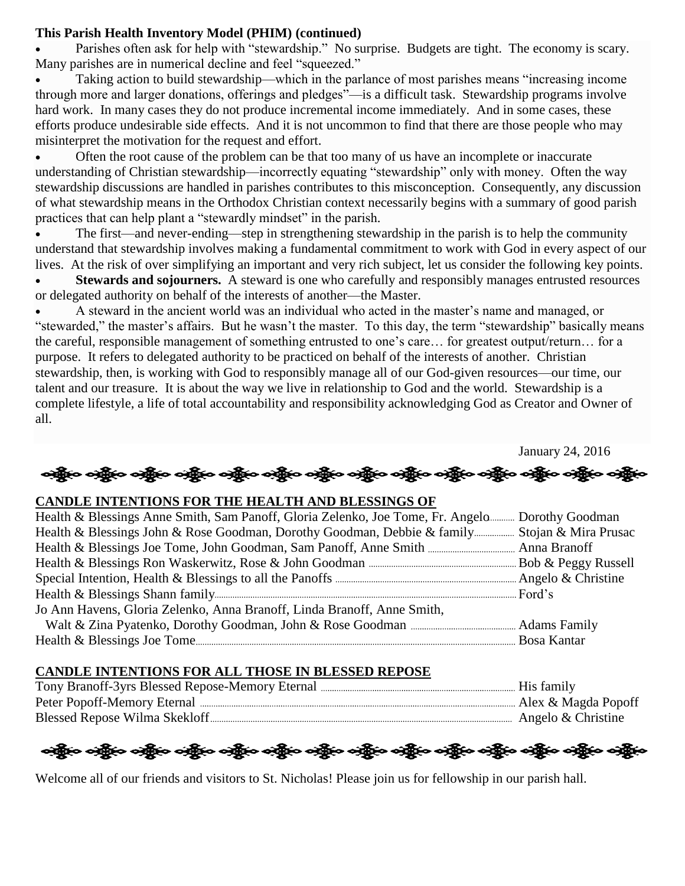**This Parish Health Inventory Model (PHIM) (continued)**

- Parishes often ask for help with "stewardship." No surprise. Budgets are tight. The economy is scary. Many parishes are in numerical decline and feel "squeezed."
- Taking action to build stewardship—which in the parlance of most parishes means "increasing income through more and larger donations, offerings and pledges"—is a difficult task. Stewardship programs involve hard work. In many cases they do not produce incremental income immediately. And in some cases, these efforts produce undesirable side effects. And it is not uncommon to find that there are those people who may misinterpret the motivation for the request and effort.
- Often the root cause of the problem can be that too many of us have an incomplete or inaccurate understanding of Christian stewardship—incorrectly equating "stewardship" only with money. Often the way stewardship discussions are handled in parishes contributes to this misconception. Consequently, any discussion of what stewardship means in the Orthodox Christian context necessarily begins with a summary of good parish practices that can help plant a "stewardly mindset" in the parish.
- The first—and never-ending—step in strengthening stewardship in the parish is to help the community understand that stewardship involves making a fundamental commitment to work with God in every aspect of our lives. At the risk of over simplifying an important and very rich subject, let us consider the following key points.
- **Stewards and sojourners.** A steward is one who carefully and responsibly manages entrusted resources or delegated authority on behalf of the interests of another—the Master.
- A steward in the ancient world was an individual who acted in the master's name and managed, or "stewarded," the master's affairs. But he wasn't the master. To this day, the term "stewardship" basically means the careful, responsible management of something entrusted to one's care… for greatest output/return… for a purpose. It refers to delegated authority to be practiced on behalf of the interests of another. Christian stewardship, then, is working with God to responsibly manage all of our God-given resources—our time, our talent and our treasure. It is about the way we live in relationship to God and the world. Stewardship is a complete lifestyle, a life of total accountability and responsibility acknowledging God as Creator and Owner of all.

January 24, 2016

**CANDLE INTENTIONS FOR THE HEALTH AND BLESSINGS OF**

Health & Blessings Anne Smith, Sam Panoff, Gloria Zelenko, Joe Tome, Fr. Angelo........... Dorothy Goodman
Health & Blessings John & Rose Goodman, Dorothy Goodman, Debbie & family.................. Stojan & Mira Prusac
Health & Blessings Joe Tome, John Goodman, Sam Panoff, Anne Smith .................. Anna Branoff
Health & Blessings Ron Waskerwitz, Rose & John Goodman .................. Bob & Peggy Russell
Special Intention, Health & Blessings to all the Panoffs .................. Angelo & Christine
Health & Blessings Shann family.................. Ford's
Jo Ann Havens, Gloria Zelenko, Anna Branoff, Linda Branoff, Anne Smith,
Walt & Zina Pyatenko, Dorothy Goodman, John & Rose Goodman .................. Adams Family
Health & Blessings Joe Tome.................. Bosa Kantar

**CANDLE INTENTIONS FOR ALL THOSE IN BLESSED REPOSE**

Tony Branoff-3yrs Blessed Repose-Memory Eternal .................. His family
Peter Popoff-Memory Eternal .................. Alex & Magda Popoff
Blessed Repose Wilma Skekloff.................. Angelo & Christine

Welcome all of our friends and visitors to St. Nicholas! Please join us for fellowship in our parish hall.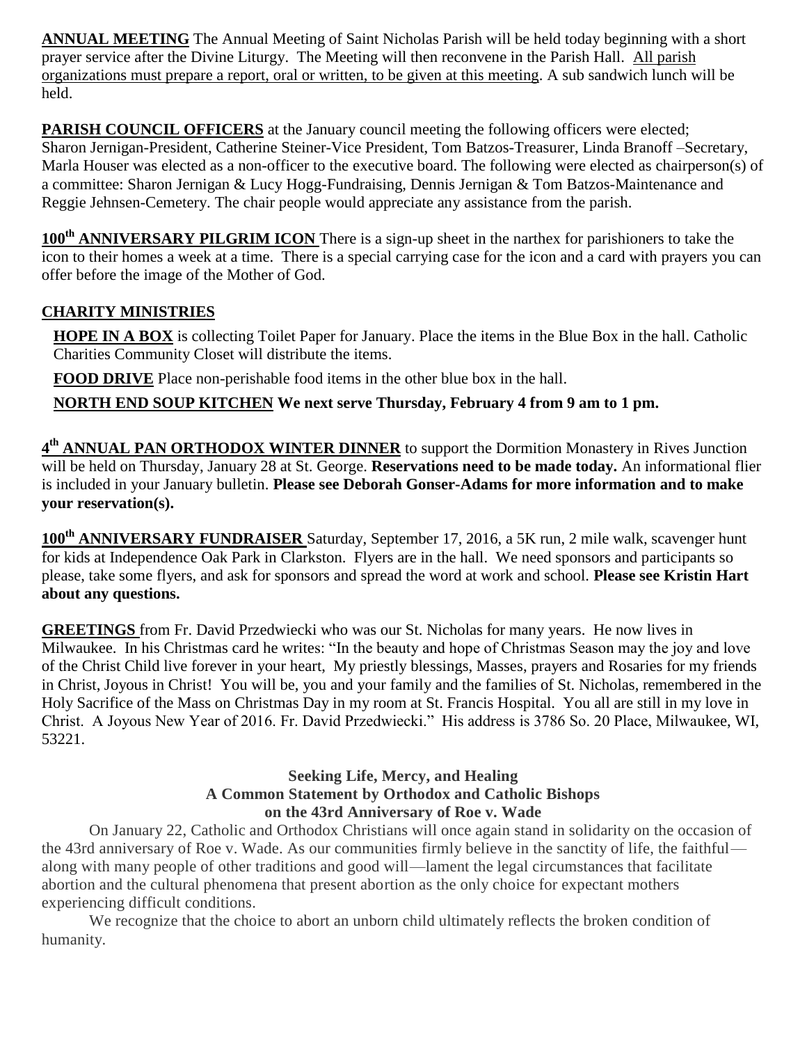**<u>ANNUAL MEETING</u>** The Annual Meeting of Saint Nicholas Parish will be held today beginning with a short prayer service after the Divine Liturgy. The Meeting will then reconvene in the Parish Hall. <u>All parish organizations must prepare a report, oral or written, to be given at this meeting</u>. A sub sandwich lunch will be held.

**<u>PARISH COUNCIL OFFICERS</u>** at the January council meeting the following officers were elected; Sharon Jernigan-President, Catherine Steiner-Vice President, Tom Batzos-Treasurer, Linda Branoff –Secretary, Marla Houser was elected as a non-officer to the executive board. The following were elected as chairperson(s) of a committee: Sharon Jernigan & Lucy Hogg-Fundraising, Dennis Jernigan & Tom Batzos-Maintenance and Reggie Jehnsen-Cemetery. The chair people would appreciate any assistance from the parish.

**<u>100th ANNIVERSARY PILGRIM ICON</u>** There is a sign-up sheet in the narthex for parishioners to take the icon to their homes a week at a time. There is a special carrying case for the icon and a card with prayers you can offer before the image of the Mother of God.

**<u>CHARITY MINISTRIES</u>**

**<u>HOPE IN A BOX</u>** is collecting Toilet Paper for January. Place the items in the Blue Box in the hall. Catholic Charities Community Closet will distribute the items.

**<u>FOOD DRIVE</u>** Place non-perishable food items in the other blue box in the hall.

**<u>NORTH END SOUP KITCHEN</u> We next serve Thursday, February 4 from 9 am to 1 pm.**

**<u>4th ANNUAL PAN ORTHODOX WINTER DINNER</u>** to support the Dormition Monastery in Rives Junction will be held on Thursday, January 28 at St. George. **Reservations need to be made today.** An informational flier is included in your January bulletin. **Please see Deborah Gonser-Adams for more information and to make your reservation(s).**

**<u>100th ANNIVERSARY FUNDRAISER</u>** Saturday, September 17, 2016, a 5K run, 2 mile walk, scavenger hunt for kids at Independence Oak Park in Clarkston. Flyers are in the hall. We need sponsors and participants so please, take some flyers, and ask for sponsors and spread the word at work and school. **Please see Kristin Hart about any questions.**

**<u>GREETINGS</u>** from Fr. David Przedwiecki who was our St. Nicholas for many years. He now lives in Milwaukee. In his Christmas card he writes: "In the beauty and hope of Christmas Season may the joy and love of the Christ Child live forever in your heart, My priestly blessings, Masses, prayers and Rosaries for my friends in Christ, Joyous in Christ! You will be, you and your family and the families of St. Nicholas, remembered in the Holy Sacrifice of the Mass on Christmas Day in my room at St. Francis Hospital. You all are still in my love in Christ. A Joyous New Year of 2016. Fr. David Przedwiecki." His address is 3786 So. 20 Place, Milwaukee, WI, 53221.

**Seeking Life, Mercy, and Healing**
**A Common Statement by Orthodox and Catholic Bishops**
**on the 43rd Anniversary of Roe v. Wade**

On January 22, Catholic and Orthodox Christians will once again stand in solidarity on the occasion of the 43rd anniversary of Roe v. Wade. As our communities firmly believe in the sanctity of life, the faithful—along with many people of other traditions and good will—lament the legal circumstances that facilitate abortion and the cultural phenomena that present abortion as the only choice for expectant mothers experiencing difficult conditions.

We recognize that the choice to abort an unborn child ultimately reflects the broken condition of humanity.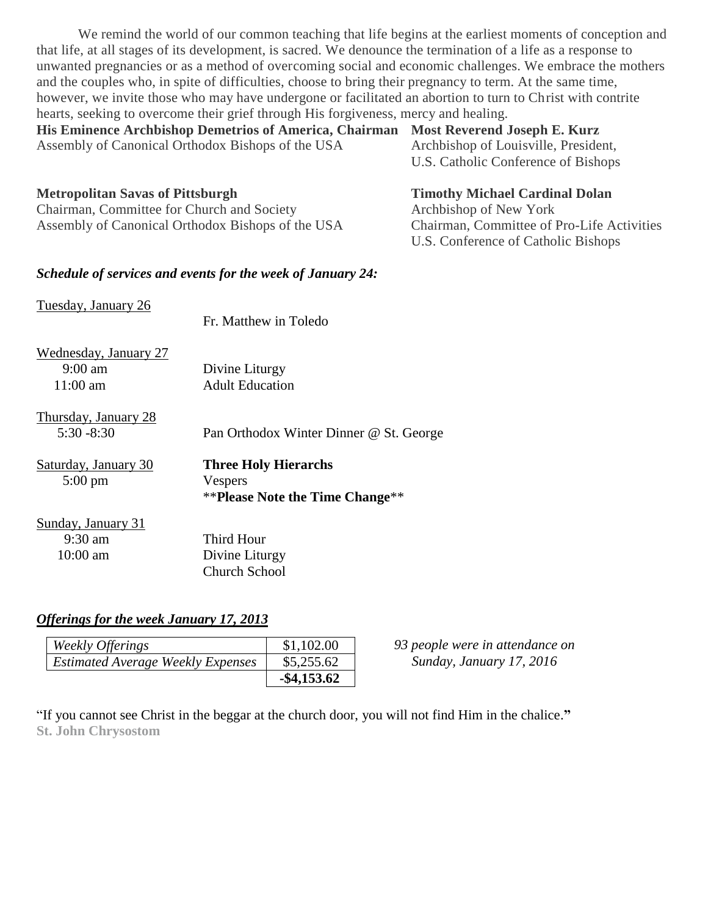We remind the world of our common teaching that life begins at the earliest moments of conception and that life, at all stages of its development, is sacred. We denounce the termination of a life as a response to unwanted pregnancies or as a method of overcoming social and economic challenges. We embrace the mothers and the couples who, in spite of difficulties, choose to bring their pregnancy to term. At the same time, however, we invite those who may have undergone or facilitated an abortion to turn to Christ with contrite hearts, seeking to overcome their grief through His forgiveness, mercy and healing.

**His Eminence Archbishop Demetrios of America, Chairman**
Assembly of Canonical Orthodox Bishops of the USA

**Most Reverend Joseph E. Kurz**
Archbishop of Louisville, President,
U.S. Catholic Conference of Bishops

**Metropolitan Savas of Pittsburgh**
Chairman, Committee for Church and Society
Assembly of Canonical Orthodox Bishops of the USA

**Timothy Michael Cardinal Dolan**
Archbishop of New York
Chairman, Committee of Pro-Life Activities
U.S. Conference of Catholic Bishops

***Schedule of services and events for the week of January 24:***

Tuesday, January 26
Fr. Matthew in Toledo

Wednesday, January 27
9:00 am — Divine Liturgy
11:00 am — Adult Education

Thursday, January 28
5:30 -8:30 — Pan Orthodox Winter Dinner @ St. George

Saturday, January 30 — **Three Holy Hierarchs**
5:00 pm — Vespers
**Please Note the Time Change**

Sunday, January 31
9:30 am — Third Hour
10:00 am — Divine Liturgy
Church School

***Offerings for the week January 17, 2013***

| | |
|---|---|
| *Weekly Offerings* | $1,102.00 |
| *Estimated Average Weekly Expenses* | $5,255.62 |
| | **-$4,153.62** |

*93 people were in attendance on Sunday, January 17, 2016*

"If you cannot see Christ in the beggar at the church door, you will not find Him in the chalice."
**St. John Chrysostom**